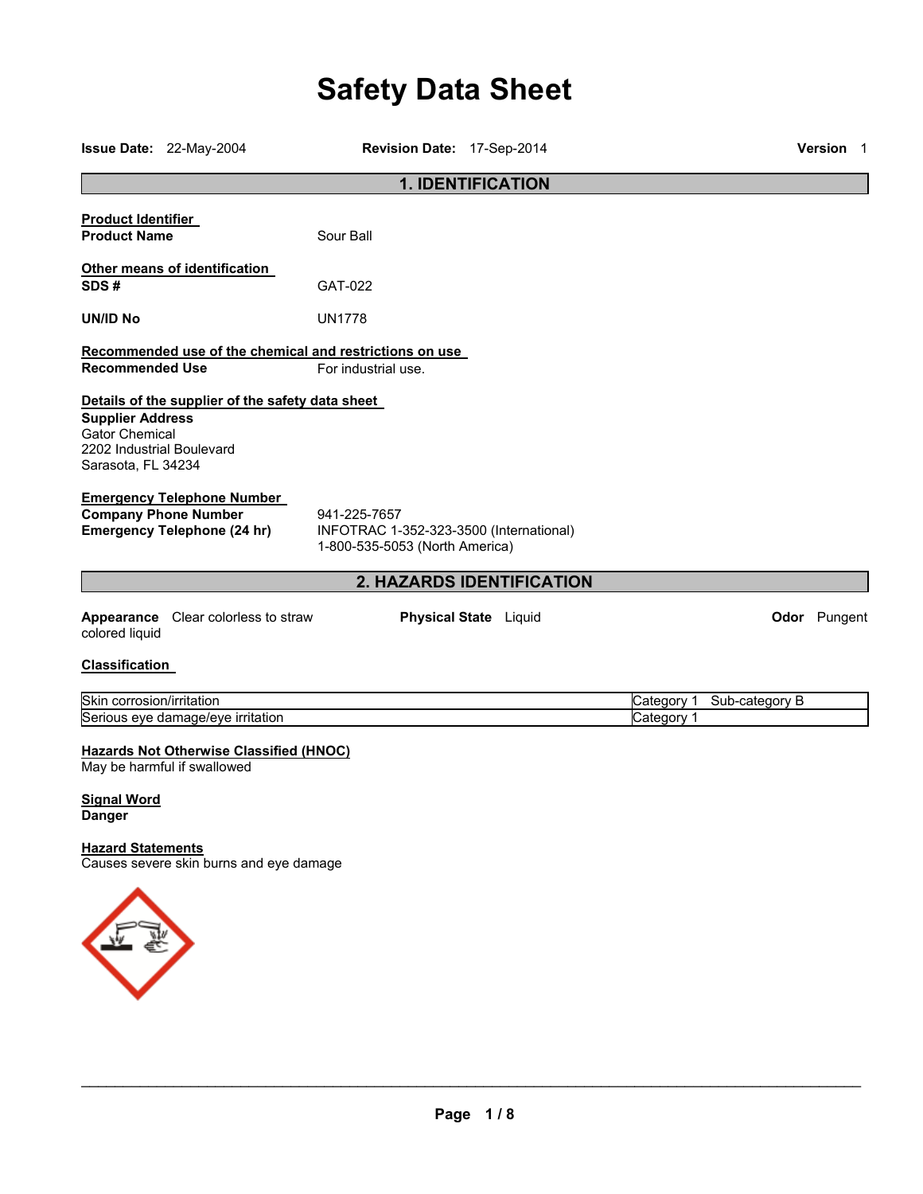# Safety Data Sheet

**Issue Date:** 22-May-2004 **Revision Date:** 17-Sep-2014 **Version** 1

## 1. IDENTIFICATION

**Product Identifier**

**Product Name** Sour Ball

**Other means of identification**

**SDS #** GAT-022

**UN/ID No** UN1778

**Recommended use of the chemical and restrictions on use**

**Recommended Use** For industrial use.

**Details of the supplier of the safety data sheet**

**Supplier Address**
Gator Chemical
2202 Industrial Boulevard
Sarasota, FL 34234

**Emergency Telephone Number**

**Company Phone Number** 941-225-7657

**Emergency Telephone (24 hr)** INFOTRAC 1-352-323-3500 (International)
1-800-535-5053 (North America)

## 2. HAZARDS IDENTIFICATION

**Appearance** Clear colorless to straw colored liquid **Physical State** Liquid **Odor** Pungent

**Classification**

| | |
|---|---|
| Skin corrosion/irritation | Category 1 Sub-category B |
| Serious eye damage/eye irritation | Category 1 |

**Hazards Not Otherwise Classified (HNOC)**
May be harmful if swallowed

**Signal Word**
**Danger**

**Hazard Statements**
Causes severe skin burns and eye damage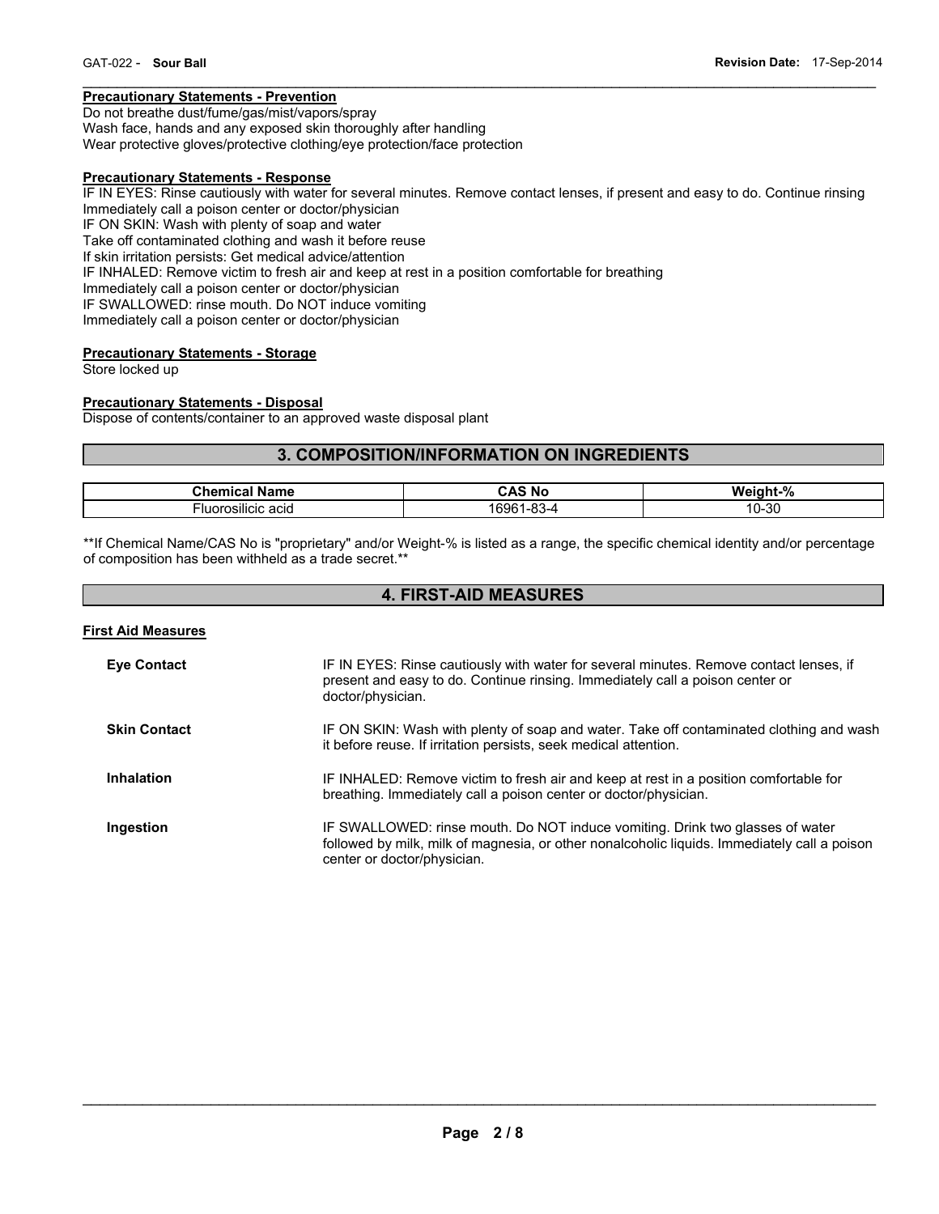**Precautionary Statements - Prevention**

Do not breathe dust/fume/gas/mist/vapors/spray
Wash face, hands and any exposed skin thoroughly after handling
Wear protective gloves/protective clothing/eye protection/face protection

**Precautionary Statements - Response**

IF IN EYES: Rinse cautiously with water for several minutes. Remove contact lenses, if present and easy to do. Continue rinsing
Immediately call a poison center or doctor/physician
IF ON SKIN: Wash with plenty of soap and water
Take off contaminated clothing and wash it before reuse
If skin irritation persists: Get medical advice/attention
IF INHALED: Remove victim to fresh air and keep at rest in a position comfortable for breathing
Immediately call a poison center or doctor/physician
IF SWALLOWED: rinse mouth. Do NOT induce vomiting
Immediately call a poison center or doctor/physician

**Precautionary Statements - Storage**

Store locked up

**Precautionary Statements - Disposal**

Dispose of contents/container to an approved waste disposal plant

## 3. COMPOSITION/INFORMATION ON INGREDIENTS

| Chemical Name | CAS No | Weight-% |
|---|---|---|
| Fluorosilicic acid | 16961-83-4 | 10-30 |

**If Chemical Name/CAS No is "proprietary" and/or Weight-% is listed as a range, the specific chemical identity and/or percentage of composition has been withheld as a trade secret.**

## 4. FIRST-AID MEASURES

**First Aid Measures**

**Eye Contact** IF IN EYES: Rinse cautiously with water for several minutes. Remove contact lenses, if present and easy to do. Continue rinsing. Immediately call a poison center or doctor/physician.

**Skin Contact** IF ON SKIN: Wash with plenty of soap and water. Take off contaminated clothing and wash it before reuse. If irritation persists, seek medical attention.

**Inhalation** IF INHALED: Remove victim to fresh air and keep at rest in a position comfortable for breathing. Immediately call a poison center or doctor/physician.

**Ingestion** IF SWALLOWED: rinse mouth. Do NOT induce vomiting. Drink two glasses of water followed by milk, milk of magnesia, or other nonalcoholic liquids. Immediately call a poison center or doctor/physician.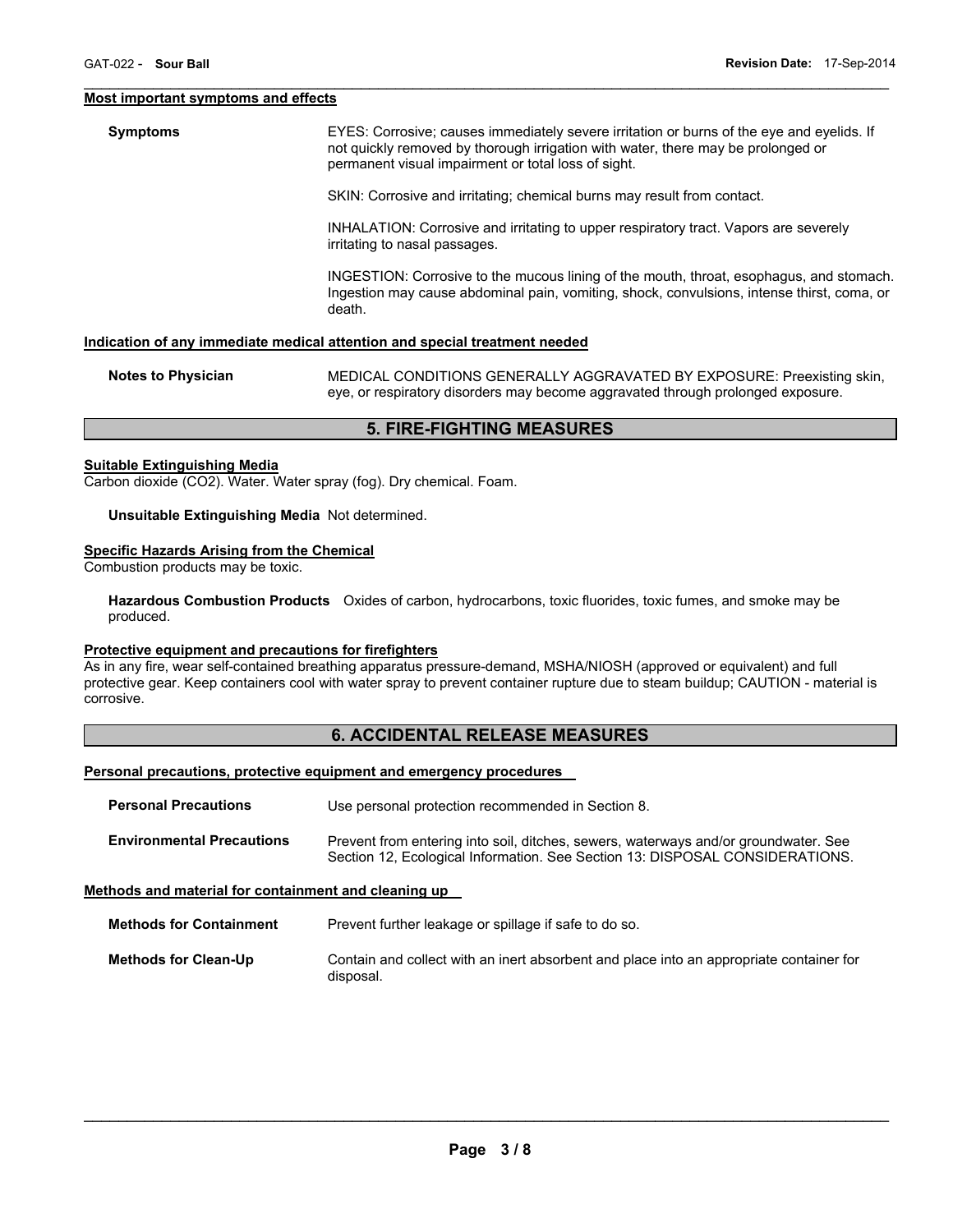**Most important symptoms and effects**

**Symptoms**

EYES: Corrosive; causes immediately severe irritation or burns of the eye and eyelids. If not quickly removed by thorough irrigation with water, there may be prolonged or permanent visual impairment or total loss of sight.

SKIN: Corrosive and irritating; chemical burns may result from contact.

INHALATION: Corrosive and irritating to upper respiratory tract. Vapors are severely irritating to nasal passages.

INGESTION: Corrosive to the mucous lining of the mouth, throat, esophagus, and stomach. Ingestion may cause abdominal pain, vomiting, shock, convulsions, intense thirst, coma, or death.

**Indication of any immediate medical attention and special treatment needed**

**Notes to Physician**

MEDICAL CONDITIONS GENERALLY AGGRAVATED BY EXPOSURE: Preexisting skin, eye, or respiratory disorders may become aggravated through prolonged exposure.

## 5. FIRE-FIGHTING MEASURES

**Suitable Extinguishing Media**

Carbon dioxide ($CO_2$). Water. Water spray (fog). Dry chemical. Foam.

**Unsuitable Extinguishing Media** Not determined.

**Specific Hazards Arising from the Chemical**

Combustion products may be toxic.

**Hazardous Combustion Products** Oxides of carbon, hydrocarbons, toxic fluorides, toxic fumes, and smoke may be produced.

**Protective equipment and precautions for firefighters**

As in any fire, wear self-contained breathing apparatus pressure-demand, MSHA/NIOSH (approved or equivalent) and full protective gear. Keep containers cool with water spray to prevent container rupture due to steam buildup; CAUTION - material is corrosive.

## 6. ACCIDENTAL RELEASE MEASURES

**Personal precautions, protective equipment and emergency procedures**

**Personal Precautions**

Use personal protection recommended in Section 8.

**Environmental Precautions**

Prevent from entering into soil, ditches, sewers, waterways and/or groundwater. See Section 12, Ecological Information. See Section 13: DISPOSAL CONSIDERATIONS.

**Methods and material for containment and cleaning up**

**Methods for Containment**

Prevent further leakage or spillage if safe to do so.

**Methods for Clean-Up**

Contain and collect with an inert absorbent and place into an appropriate container for disposal.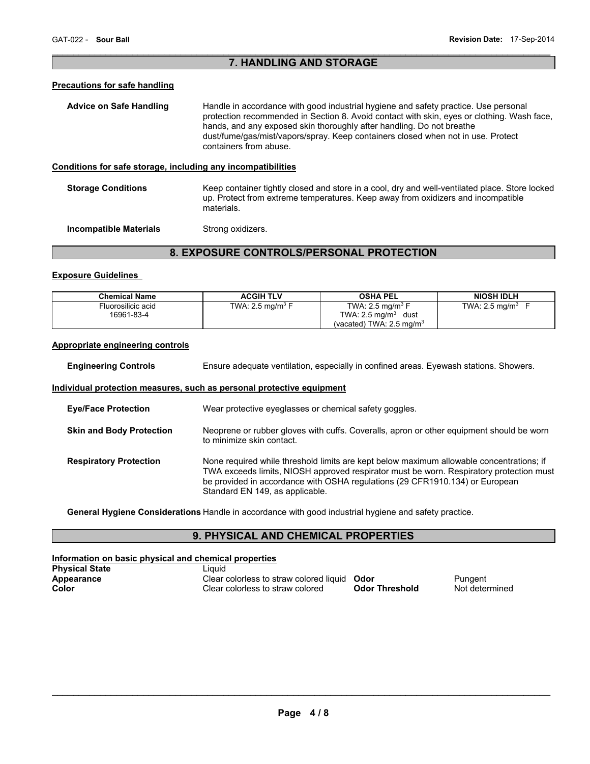## 7. HANDLING AND STORAGE

### Precautions for safe handling

**Advice on Safe Handling** Handle in accordance with good industrial hygiene and safety practice. Use personal protection recommended in Section 8. Avoid contact with skin, eyes or clothing. Wash face, hands, and any exposed skin thoroughly after handling. Do not breathe dust/fume/gas/mist/vapors/spray. Keep containers closed when not in use. Protect containers from abuse.

### Conditions for safe storage, including any incompatibilities

**Storage Conditions** Keep container tightly closed and store in a cool, dry and well-ventilated place. Store locked up. Protect from extreme temperatures. Keep away from oxidizers and incompatible materials.

**Incompatible Materials** Strong oxidizers.

## 8. EXPOSURE CONTROLS/PERSONAL PROTECTION

### Exposure Guidelines

| Chemical Name | ACGIH TLV | OSHA PEL | NIOSH IDLH |
|---|---|---|---|
| Fluorosilicic acid<br>16961-83-4 | TWA: 2.5 mg/m$^3$ F | TWA: 2.5 mg/m$^3$ F<br>TWA: 2.5 mg/m$^3$ dust<br>(vacated) TWA: 2.5 mg/m$^3$ | TWA: 2.5 mg/m$^3$ F |

### Appropriate engineering controls

**Engineering Controls** Ensure adequate ventilation, especially in confined areas. Eyewash stations. Showers.

### Individual protection measures, such as personal protective equipment

**Eye/Face Protection** Wear protective eyeglasses or chemical safety goggles.

**Skin and Body Protection** Neoprene or rubber gloves with cuffs. Coveralls, apron or other equipment should be worn to minimize skin contact.

**Respiratory Protection** None required while threshold limits are kept below maximum allowable concentrations; if TWA exceeds limits, NIOSH approved respirator must be worn. Respiratory protection must be provided in accordance with OSHA regulations (29 CFR1910.134) or European Standard EN 149, as applicable.

**General Hygiene Considerations** Handle in accordance with good industrial hygiene and safety practice.

## 9. PHYSICAL AND CHEMICAL PROPERTIES

### Information on basic physical and chemical properties

**Physical State** Liquid

**Appearance** Clear colorless to straw colored liquid

**Color** Clear colorless to straw colored

**Odor** Pungent

**Odor Threshold** Not determined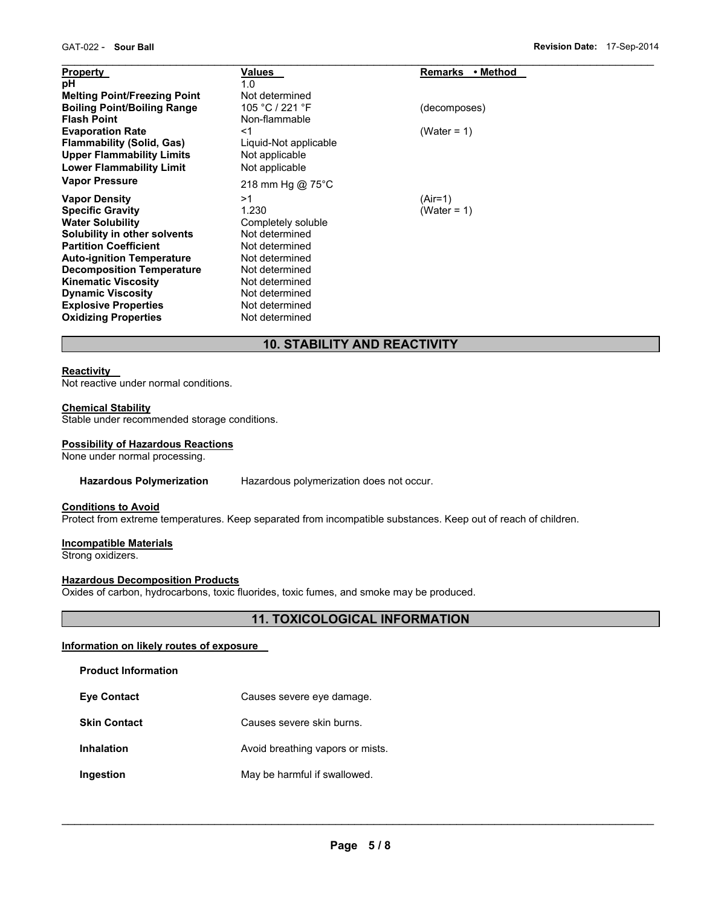| Property | Values | Remarks • Method |
|---|---|---|
| pH | 1.0 | |
| Melting Point/Freezing Point | Not determined | |
| Boiling Point/Boiling Range | 105 °C / 221 °F | (decomposes) |
| Flash Point | Non-flammable | |
| Evaporation Rate | <1 | (Water = 1) |
| Flammability (Solid, Gas) | Liquid-Not applicable | |
| Upper Flammability Limits | Not applicable | |
| Lower Flammability Limit | Not applicable | |
| Vapor Pressure | 218 mm Hg @ 75°C | |
| Vapor Density | >1 | (Air=1) |
| Specific Gravity | 1.230 | (Water = 1) |
| Water Solubility | Completely soluble | |
| Solubility in other solvents | Not determined | |
| Partition Coefficient | Not determined | |
| Auto-ignition Temperature | Not determined | |
| Decomposition Temperature | Not determined | |
| Kinematic Viscosity | Not determined | |
| Dynamic Viscosity | Not determined | |
| Explosive Properties | Not determined | |
| Oxidizing Properties | Not determined | |

## 10. STABILITY AND REACTIVITY

**Reactivity**
Not reactive under normal conditions.

**Chemical Stability**
Stable under recommended storage conditions.

**Possibility of Hazardous Reactions**
None under normal processing.

**Hazardous Polymerization** Hazardous polymerization does not occur.

**Conditions to Avoid**
Protect from extreme temperatures. Keep separated from incompatible substances. Keep out of reach of children.

**Incompatible Materials**
Strong oxidizers.

**Hazardous Decomposition Products**
Oxides of carbon, hydrocarbons, toxic fluorides, toxic fumes, and smoke may be produced.

## 11. TOXICOLOGICAL INFORMATION

**Information on likely routes of exposure**

**Product Information**

| | |
|---|---|
| **Eye Contact** | Causes severe eye damage. |
| **Skin Contact** | Causes severe skin burns. |
| **Inhalation** | Avoid breathing vapors or mists. |
| **Ingestion** | May be harmful if swallowed. |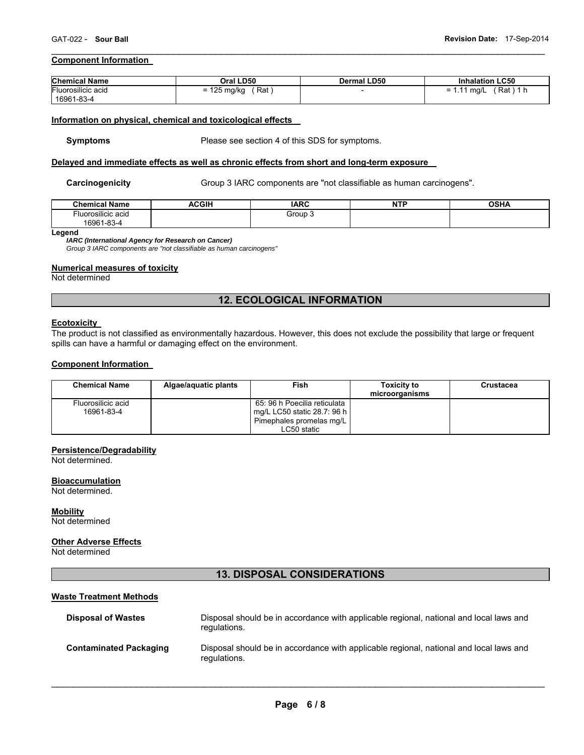### Component Information

| Chemical Name | Oral LD50 | Dermal LD50 | Inhalation LC50 |
|---|---|---|---|
| Fluorosilicic acid<br>16961-83-4 | = 125 mg/kg ( Rat ) | - | = 1.11 mg/L ( Rat ) 1 h |

### Information on physical, chemical and toxicological effects

**Symptoms** Please see section 4 of this SDS for symptoms.

### Delayed and immediate effects as well as chronic effects from short and long-term exposure

**Carcinogenicity** Group 3 IARC components are "not classifiable as human carcinogens".

| Chemical Name | ACGIH | IARC | NTP | OSHA |
|---|---|---|---|---|
| Fluorosilicic acid<br>16961-83-4 | | Group 3 | | |

**Legend**

***IARC (International Agency for Research on Cancer)***

*Group 3 IARC components are "not classifiable as human carcinogens"*

### Numerical measures of toxicity

Not determined

## 12. ECOLOGICAL INFORMATION

### Ecotoxicity

The product is not classified as environmentally hazardous. However, this does not exclude the possibility that large or frequent spills can have a harmful or damaging effect on the environment.

### Component Information

| Chemical Name | Algae/aquatic plants | Fish | Toxicity to microorganisms | Crustacea |
|---|---|---|---|---|
| Fluorosilicic acid<br>16961-83-4 | | 65: 96 h Poecilia reticulata mg/L LC50 static 28.7: 96 h Pimephales promelas mg/L LC50 static | | |

### Persistence/Degradability

Not determined.

### Bioaccumulation

Not determined.

### Mobility

Not determined

### Other Adverse Effects

Not determined

## 13. DISPOSAL CONSIDERATIONS

### Waste Treatment Methods

**Disposal of Wastes** Disposal should be in accordance with applicable regional, national and local laws and regulations.

**Contaminated Packaging** Disposal should be in accordance with applicable regional, national and local laws and regulations.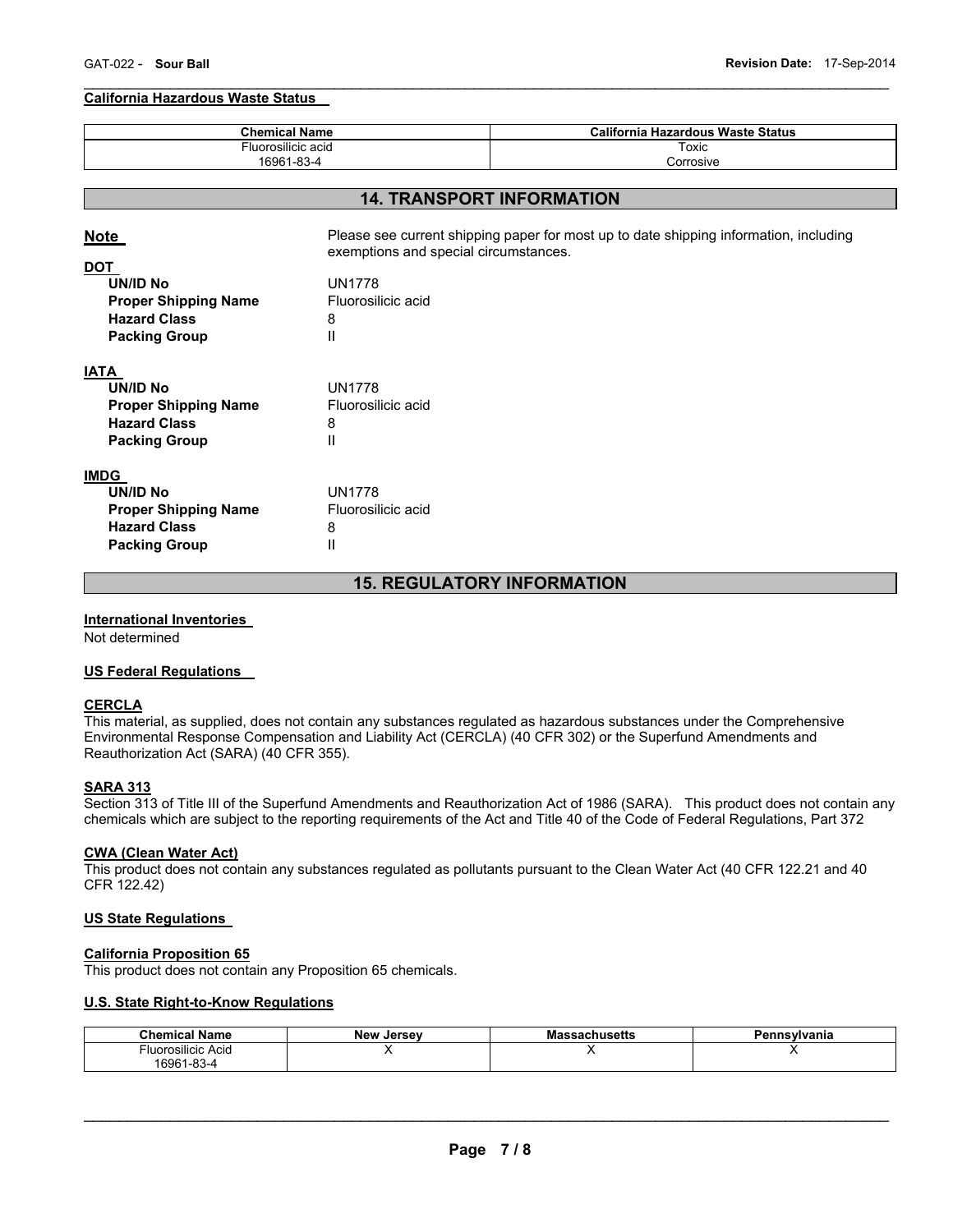### California Hazardous Waste Status

| Chemical Name | California Hazardous Waste Status |
|---|---|
| Fluorosilicic acid<br>16961-83-4 | Toxic<br>Corrosive |

## 14. TRANSPORT INFORMATION

**Note**  Please see current shipping paper for most up to date shipping information, including exemptions and special circumstances.

**DOT**

- **UN/ID No** UN1778
- **Proper Shipping Name** Fluorosilicic acid
- **Hazard Class** 8
- **Packing Group** II

**IATA**

- **UN/ID No** UN1778
- **Proper Shipping Name** Fluorosilicic acid
- **Hazard Class** 8
- **Packing Group** II

**IMDG**

- **UN/ID No** UN1778
- **Proper Shipping Name** Fluorosilicic acid
- **Hazard Class** 8
- **Packing Group** II

## 15. REGULATORY INFORMATION

### International Inventories

Not determined

### US Federal Regulations

#### CERCLA

This material, as supplied, does not contain any substances regulated as hazardous substances under the Comprehensive Environmental Response Compensation and Liability Act (CERCLA) (40 CFR 302) or the Superfund Amendments and Reauthorization Act (SARA) (40 CFR 355).

#### SARA 313

Section 313 of Title III of the Superfund Amendments and Reauthorization Act of 1986 (SARA). This product does not contain any chemicals which are subject to the reporting requirements of the Act and Title 40 of the Code of Federal Regulations, Part 372

#### CWA (Clean Water Act)

This product does not contain any substances regulated as pollutants pursuant to the Clean Water Act (40 CFR 122.21 and 40 CFR 122.42)

### US State Regulations

#### California Proposition 65

This product does not contain any Proposition 65 chemicals.

#### U.S. State Right-to-Know Regulations

| Chemical Name | New Jersey | Massachusetts | Pennsylvania |
|---|---|---|---|
| Fluorosilicic Acid<br>16961-83-4 | X | X | X |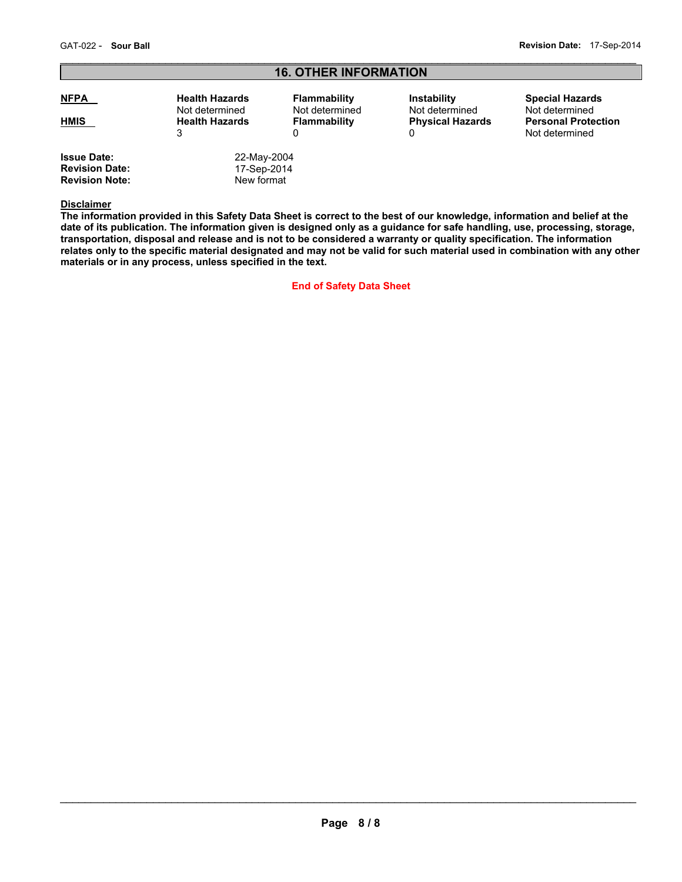## 16. OTHER INFORMATION

| | | | | |
|---|---|---|---|---|
| **NFPA** | **Health Hazards** | **Flammability** | **Instability** | **Special Hazards** |
| | Not determined | Not determined | Not determined | Not determined |
| **HMIS** | **Health Hazards** | **Flammability** | **Physical Hazards** | **Personal Protection** |
| | 3 | 0 | 0 | Not determined |

**Issue Date:** 22-May-2004
**Revision Date:** 17-Sep-2014
**Revision Note:** New format

**Disclaimer**

**The information provided in this Safety Data Sheet is correct to the best of our knowledge, information and belief at the date of its publication. The information given is designed only as a guidance for safe handling, use, processing, storage, transportation, disposal and release and is not to be considered a warranty or quality specification. The information relates only to the specific material designated and may not be valid for such material used in combination with any other materials or in any process, unless specified in the text.**

**End of Safety Data Sheet**